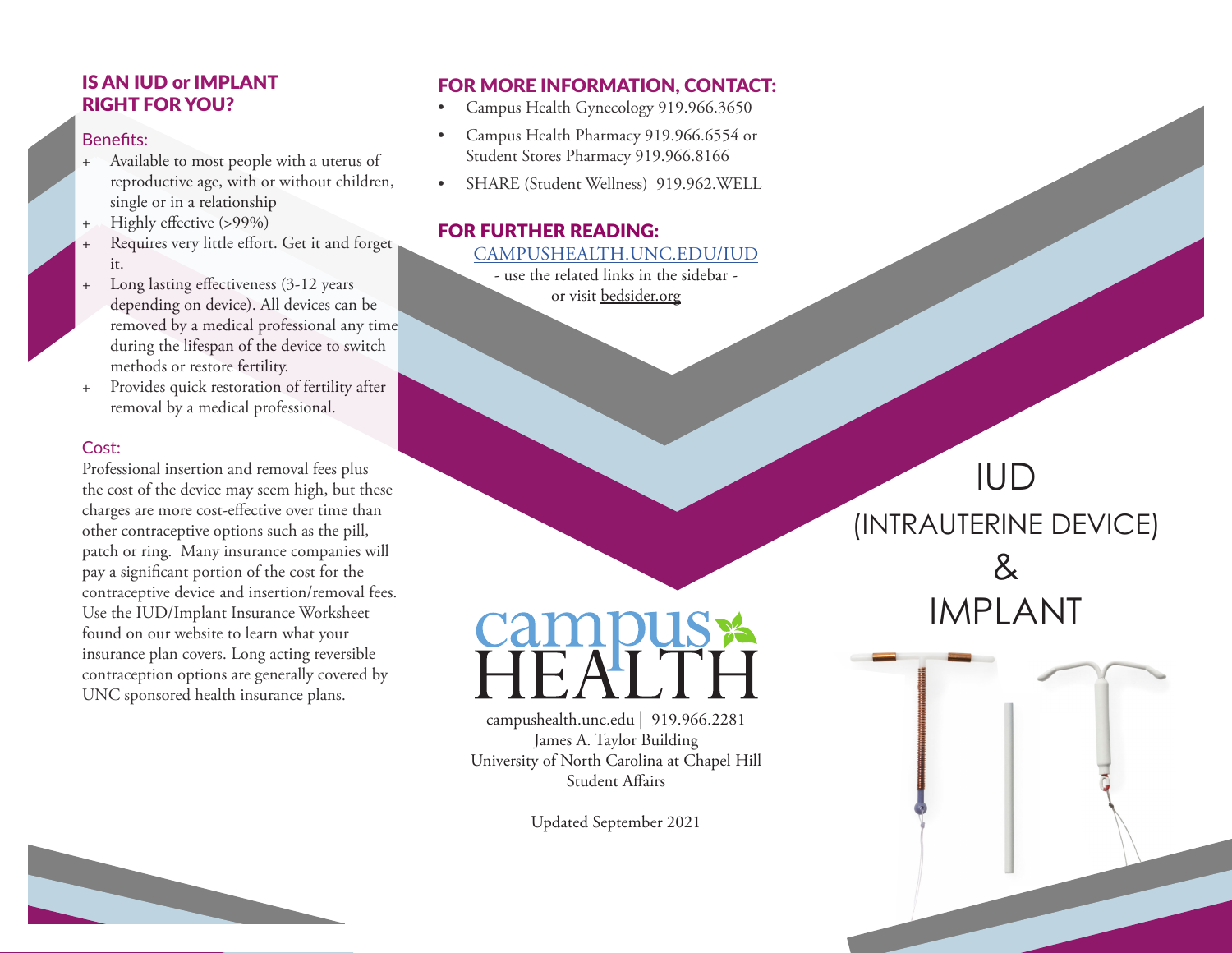## IS AN IUD or IMPLANT RIGHT FOR YOU?

### Benefits:

+ Available to most people with a uterus of reproductive age, with or without children, single or in a relationship
+ Highly effective (>99%)
+ Requires very little effort. Get it and forget it.
+ Long lasting effectiveness (3-12 years depending on device). All devices can be removed by a medical professional any time during the lifespan of the device to switch methods or restore fertility.
+ Provides quick restoration of fertility after removal by a medical professional.

### Cost:

Professional insertion and removal fees plus the cost of the device may seem high, but these charges are more cost-effective over time than other contraceptive options such as the pill, patch or ring. Many insurance companies will pay a significant portion of the cost for the contraceptive device and insertion/removal fees. Use the IUD/Implant Insurance Worksheet found on our website to learn what your insurance plan covers. Long acting reversible contraception options are generally covered by UNC sponsored health insurance plans.

## FOR MORE INFORMATION, CONTACT:

- Campus Health Gynecology 919.966.3650
- Campus Health Pharmacy 919.966.6554 or Student Stores Pharmacy 919.966.8166
- SHARE (Student Wellness) 919.962.WELL

## FOR FURTHER READING:

CAMPUSHEALTH.UNC.EDU/IUD
- use the related links in the sidebar -
or visit bedsider.org

campus HEALTH

campushealth.unc.edu | 919.966.2281
James A. Taylor Building
University of North Carolina at Chapel Hill
Student Affairs

Updated September 2021

# IUD (INTRAUTERINE DEVICE) & IMPLANT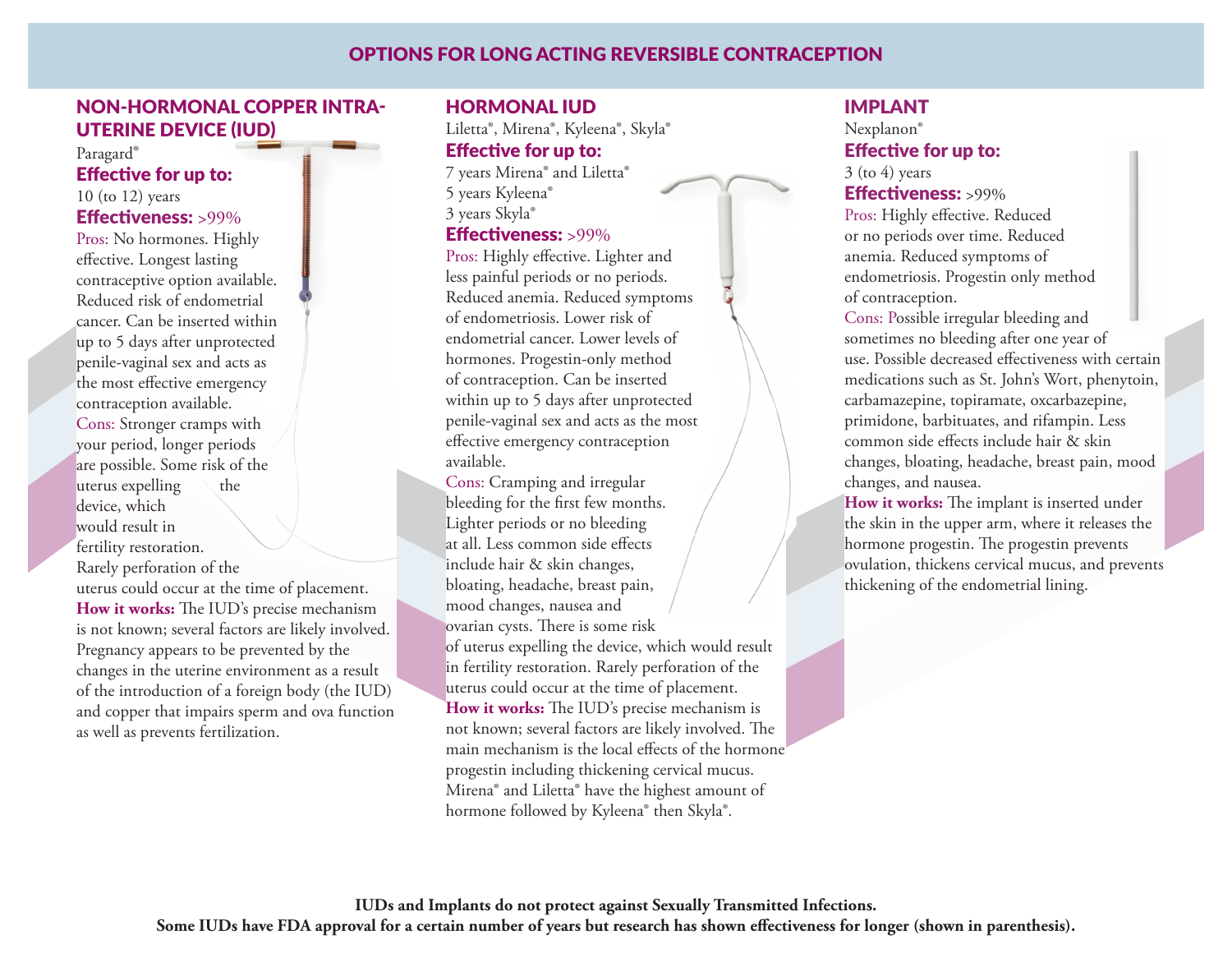# OPTIONS FOR LONG ACTING REVERSIBLE CONTRACEPTION

## NON-HORMONAL COPPER INTRA-UTERINE DEVICE (IUD)

Paragard®

**Effective for up to:**
10 (to 12) years

**Effectiveness:** >99%

Pros: No hormones. Highly effective. Longest lasting contraceptive option available. Reduced risk of endometrial cancer. Can be inserted within up to 5 days after unprotected penile-vaginal sex and acts as the most effective emergency contraception available.

Cons: Stronger cramps with your period, longer periods are possible. Some risk of the uterus expelling the device, which would result in fertility restoration. Rarely perforation of the uterus could occur at the time of placement.

**How it works:** The IUD's precise mechanism is not known; several factors are likely involved. Pregnancy appears to be prevented by the changes in the uterine environment as a result of the introduction of a foreign body (the IUD) and copper that impairs sperm and ova function as well as prevents fertilization.

## HORMONAL IUD

Liletta®, Mirena®, Kyleena®, Skyla®

**Effective for up to:**
7 years Mirena® and Liletta®
5 years Kyleena®
3 years Skyla®

**Effectiveness:** >99%

Pros: Highly effective. Lighter and less painful periods or no periods. Reduced anemia. Reduced symptoms of endometriosis. Lower risk of endometrial cancer. Lower levels of hormones. Progestin-only method of contraception. Can be inserted within up to 5 days after unprotected penile-vaginal sex and acts as the most effective emergency contraception available.

Cons: Cramping and irregular bleeding for the first few months. Lighter periods or no bleeding at all. Less common side effects include hair & skin changes, bloating, headache, breast pain, mood changes, nausea and ovarian cysts. There is some risk of uterus expelling the device, which would result in fertility restoration. Rarely perforation of the uterus could occur at the time of placement.

**How it works:** The IUD's precise mechanism is not known; several factors are likely involved. The main mechanism is the local effects of the hormone progestin including thickening cervical mucus. Mirena® and Liletta® have the highest amount of hormone followed by Kyleena® then Skyla®.

## IMPLANT

Nexplanon®

**Effective for up to:**
3 (to 4) years

**Effectiveness:** >99%

Pros: Highly effective. Reduced or no periods over time. Reduced anemia. Reduced symptoms of endometriosis. Progestin only method of contraception.

Cons: Possible irregular bleeding and sometimes no bleeding after one year of use. Possible decreased effectiveness with certain medications such as St. John's Wort, phenytoin, carbamazepine, topiramate, oxcarbazepine, primidone, barbituates, and rifampin. Less common side effects include hair & skin changes, bloating, headache, breast pain, mood changes, and nausea.

**How it works:** The implant is inserted under the skin in the upper arm, where it releases the hormone progestin. The progestin prevents ovulation, thickens cervical mucus, and prevents thickening of the endometrial lining.

**IUDs and Implants do not protect against Sexually Transmitted Infections.**
**Some IUDs have FDA approval for a certain number of years but research has shown effectiveness for longer (shown in parenthesis).**